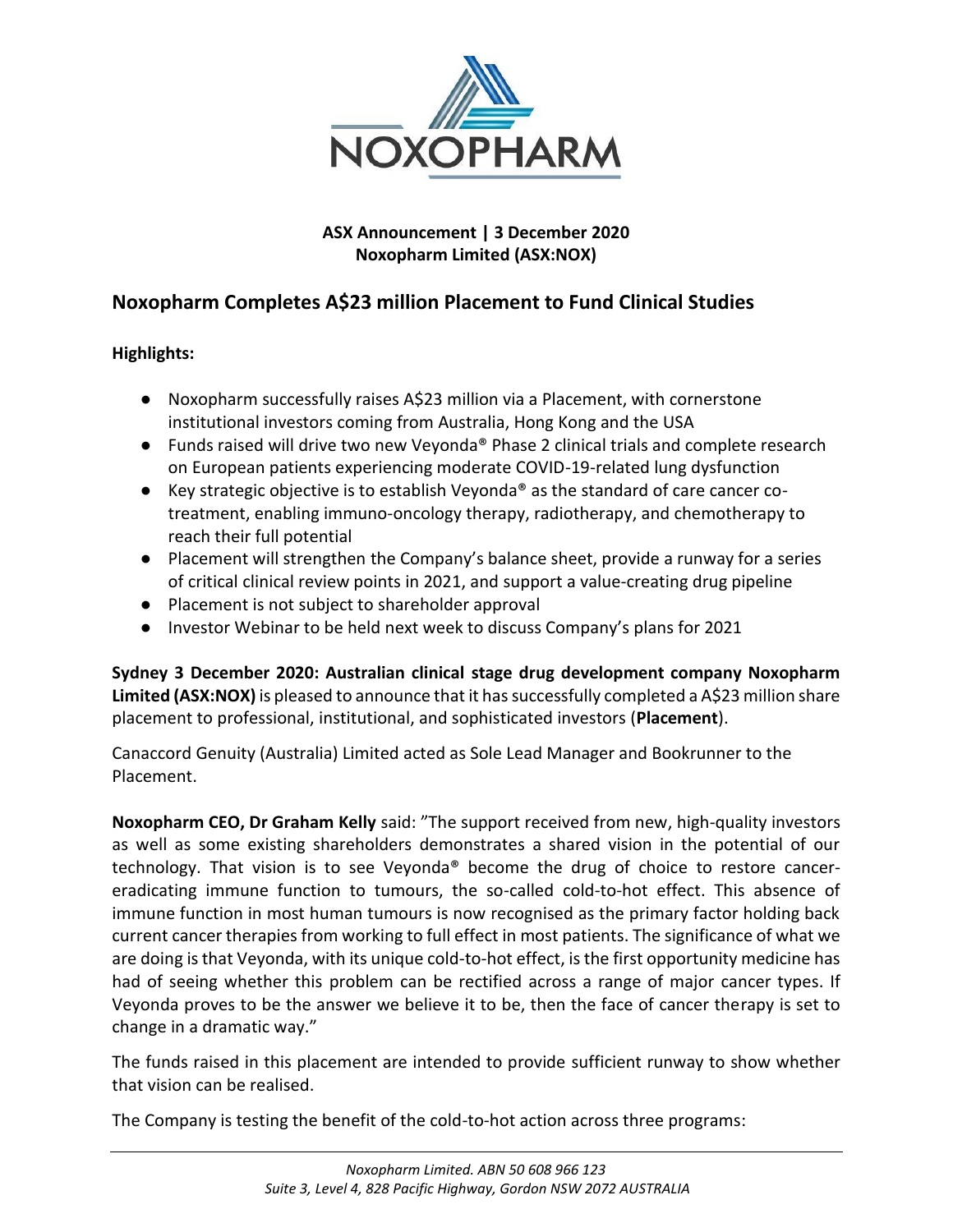**ASX Announcement | 3 December 2020**
**Noxopharm Limited (ASX:NOX)**

## Noxopharm Completes A$23 million Placement to Fund Clinical Studies

**Highlights:**

- Noxopharm successfully raises A$23 million via a Placement, with cornerstone institutional investors coming from Australia, Hong Kong and the USA
- Funds raised will drive two new Veyonda® Phase 2 clinical trials and complete research on European patients experiencing moderate COVID-19-related lung dysfunction
- Key strategic objective is to establish Veyonda® as the standard of care cancer co-treatment, enabling immuno-oncology therapy, radiotherapy, and chemotherapy to reach their full potential
- Placement will strengthen the Company's balance sheet, provide a runway for a series of critical clinical review points in 2021, and support a value-creating drug pipeline
- Placement is not subject to shareholder approval
- Investor Webinar to be held next week to discuss Company's plans for 2021

**Sydney 3 December 2020: Australian clinical stage drug development company Noxopharm Limited (ASX:NOX)** is pleased to announce that it has successfully completed a A$23 million share placement to professional, institutional, and sophisticated investors (**Placement**).

Canaccord Genuity (Australia) Limited acted as Sole Lead Manager and Bookrunner to the Placement.

**Noxopharm CEO, Dr Graham Kelly** said: "The support received from new, high-quality investors as well as some existing shareholders demonstrates a shared vision in the potential of our technology. That vision is to see Veyonda® become the drug of choice to restore cancer-eradicating immune function to tumours, the so-called cold-to-hot effect. This absence of immune function in most human tumours is now recognised as the primary factor holding back current cancer therapies from working to full effect in most patients. The significance of what we are doing is that Veyonda, with its unique cold-to-hot effect, is the first opportunity medicine has had of seeing whether this problem can be rectified across a range of major cancer types. If Veyonda proves to be the answer we believe it to be, then the face of cancer therapy is set to change in a dramatic way."

The funds raised in this placement are intended to provide sufficient runway to show whether that vision can be realised.

The Company is testing the benefit of the cold-to-hot action across three programs: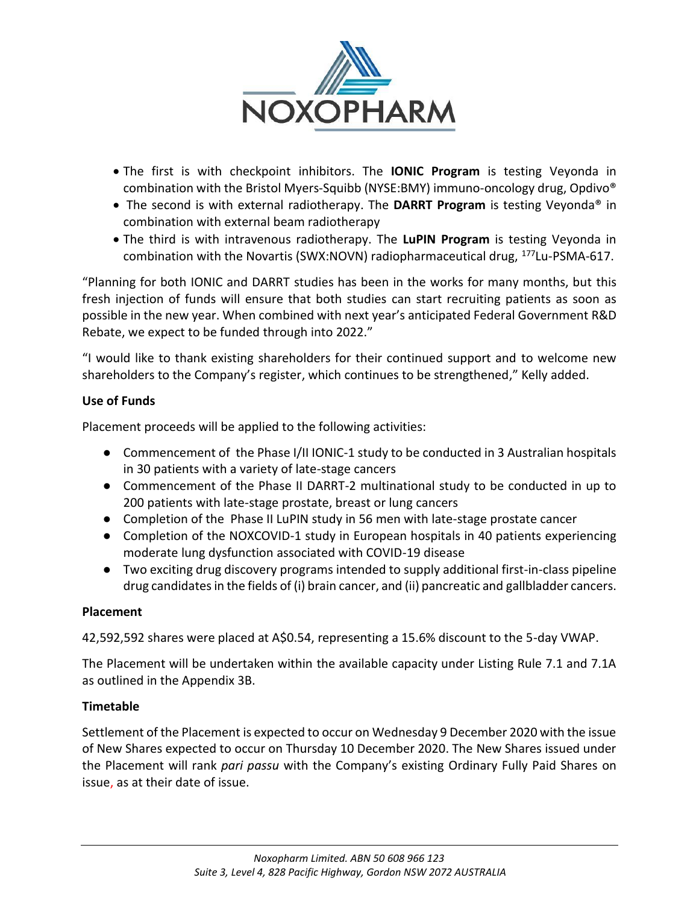- The first is with checkpoint inhibitors. The **IONIC Program** is testing Veyonda in combination with the Bristol Myers-Squibb (NYSE:BMY) immuno-oncology drug, Opdivo®
- The second is with external radiotherapy. The **DARRT Program** is testing Veyonda® in combination with external beam radiotherapy
- The third is with intravenous radiotherapy. The **LuPIN Program** is testing Veyonda in combination with the Novartis (SWX:NOVN) radiopharmaceutical drug, $^{177}$Lu-PSMA-617.

"Planning for both IONIC and DARRT studies has been in the works for many months, but this fresh injection of funds will ensure that both studies can start recruiting patients as soon as possible in the new year. When combined with next year's anticipated Federal Government R&D Rebate, we expect to be funded through into 2022."

"I would like to thank existing shareholders for their continued support and to welcome new shareholders to the Company's register, which continues to be strengthened," Kelly added.

**Use of Funds**

Placement proceeds will be applied to the following activities:

- Commencement of the Phase I/II IONIC-1 study to be conducted in 3 Australian hospitals in 30 patients with a variety of late-stage cancers
- Commencement of the Phase II DARRT-2 multinational study to be conducted in up to 200 patients with late-stage prostate, breast or lung cancers
- Completion of the Phase II LuPIN study in 56 men with late-stage prostate cancer
- Completion of the NOXCOVID-1 study in European hospitals in 40 patients experiencing moderate lung dysfunction associated with COVID-19 disease
- Two exciting drug discovery programs intended to supply additional first-in-class pipeline drug candidates in the fields of (i) brain cancer, and (ii) pancreatic and gallbladder cancers.

**Placement**

42,592,592 shares were placed at A$0.54, representing a 15.6% discount to the 5-day VWAP.

The Placement will be undertaken within the available capacity under Listing Rule 7.1 and 7.1A as outlined in the Appendix 3B.

**Timetable**

Settlement of the Placement is expected to occur on Wednesday 9 December 2020 with the issue of New Shares expected to occur on Thursday 10 December 2020. The New Shares issued under the Placement will rank *pari passu* with the Company's existing Ordinary Fully Paid Shares on issue, as at their date of issue.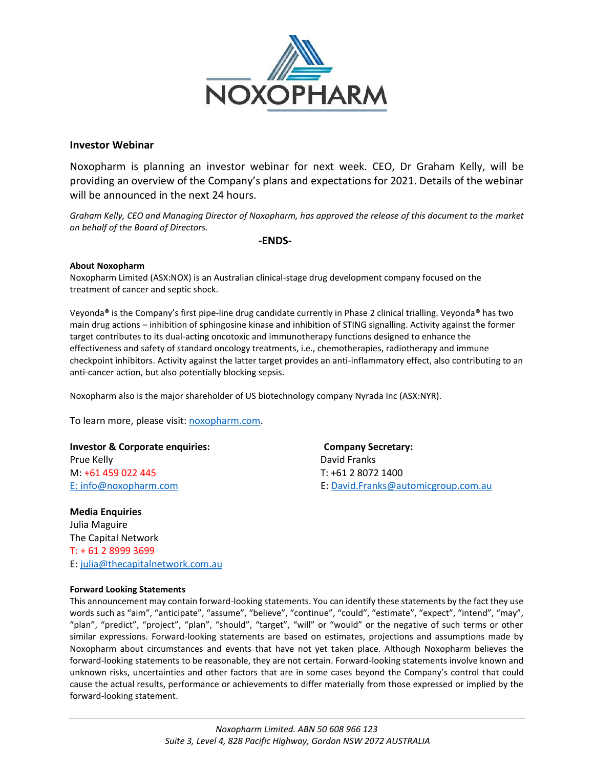NOXOPHARM

## Investor Webinar

Noxopharm is planning an investor webinar for next week. CEO, Dr Graham Kelly, will be providing an overview of the Company's plans and expectations for 2021. Details of the webinar will be announced in the next 24 hours.

*Graham Kelly, CEO and Managing Director of Noxopharm, has approved the release of this document to the market on behalf of the Board of Directors.*

**-ENDS-**

**About Noxopharm**

Noxopharm Limited (ASX:NOX) is an Australian clinical-stage drug development company focused on the treatment of cancer and septic shock.

Veyonda® is the Company's first pipe-line drug candidate currently in Phase 2 clinical trialling. Veyonda® has two main drug actions – inhibition of sphingosine kinase and inhibition of STING signalling. Activity against the former target contributes to its dual-acting oncotoxic and immunotherapy functions designed to enhance the effectiveness and safety of standard oncology treatments, i.e., chemotherapies, radiotherapy and immune checkpoint inhibitors. Activity against the latter target provides an anti-inflammatory effect, also contributing to an anti-cancer action, but also potentially blocking sepsis.

Noxopharm also is the major shareholder of US biotechnology company Nyrada Inc (ASX:NYR).

To learn more, please visit: noxopharm.com.

**Investor & Corporate enquiries:**
Prue Kelly
M: +61 459 022 445
E: info@noxopharm.com

**Company Secretary:**
David Franks
T: +61 2 8072 1400
E: David.Franks@automicgroup.com.au

**Media Enquiries**
Julia Maguire
The Capital Network
T: + 61 2 8999 3699
E: julia@thecapitalnetwork.com.au

**Forward Looking Statements**

This announcement may contain forward-looking statements. You can identify these statements by the fact they use words such as "aim", "anticipate", "assume", "believe", "continue", "could", "estimate", "expect", "intend", "may", "plan", "predict", "project", "plan", "should", "target", "will" or "would" or the negative of such terms or other similar expressions. Forward-looking statements are based on estimates, projections and assumptions made by Noxopharm about circumstances and events that have not yet taken place. Although Noxopharm believes the forward-looking statements to be reasonable, they are not certain. Forward-looking statements involve known and unknown risks, uncertainties and other factors that are in some cases beyond the Company's control that could cause the actual results, performance or achievements to differ materially from those expressed or implied by the forward-looking statement.

*Noxopharm Limited. ABN 50 608 966 123*
*Suite 3, Level 4, 828 Pacific Highway, Gordon NSW 2072 AUSTRALIA*